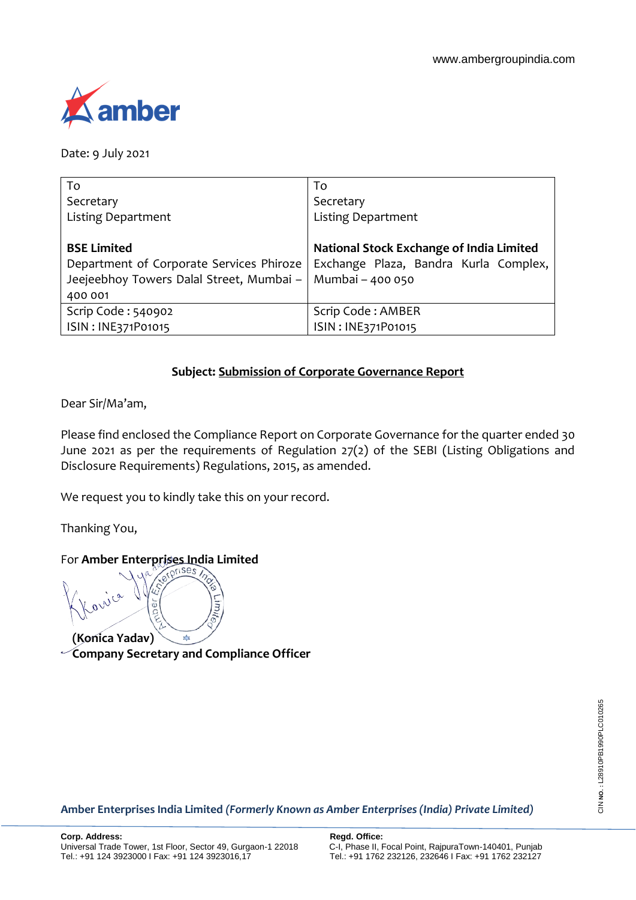www.ambergroupindia.com

Date: 9 July 2021

| To<br>Secretary<br>Listing Department<br><br>**BSE Limited**<br>Department of Corporate Services Phiroze Jeejeebhoy Towers Dalal Street, Mumbai – 400 001 | To<br>Secretary<br>Listing Department<br><br>**National Stock Exchange of India Limited**<br>Exchange Plaza, Bandra Kurla Complex, Mumbai – 400 050 |
|---|---|
| Scrip Code : 540902<br>ISIN : INE371P01015 | Scrip Code : AMBER<br>ISIN : INE371P01015 |

**Subject: Submission of Corporate Governance Report**

Dear Sir/Ma'am,

Please find enclosed the Compliance Report on Corporate Governance for the quarter ended 30 June 2021 as per the requirements of Regulation 27(2) of the SEBI (Listing Obligations and Disclosure Requirements) Regulations, 2015, as amended.

We request you to kindly take this on your record.

Thanking You,

For **Amber Enterprises India Limited**

**(Konica Yadav)**
**Company Secretary and Compliance Officer**

CIN No.: L28910PB1990PLC010265

**Amber Enterprises India Limited *(Formerly Known as Amber Enterprises (India) Private Limited)***

**Corp. Address:**
Universal Trade Tower, 1st Floor, Sector 49, Gurgaon-1 22018
Tel.: +91 124 3923000 I Fax: +91 124 3923016,17

**Regd. Office:**
C-I, Phase II, Focal Point, RajpuraTown-140401, Punjab
Tel.: +91 1762 232126, 232646 I Fax: +91 1762 232127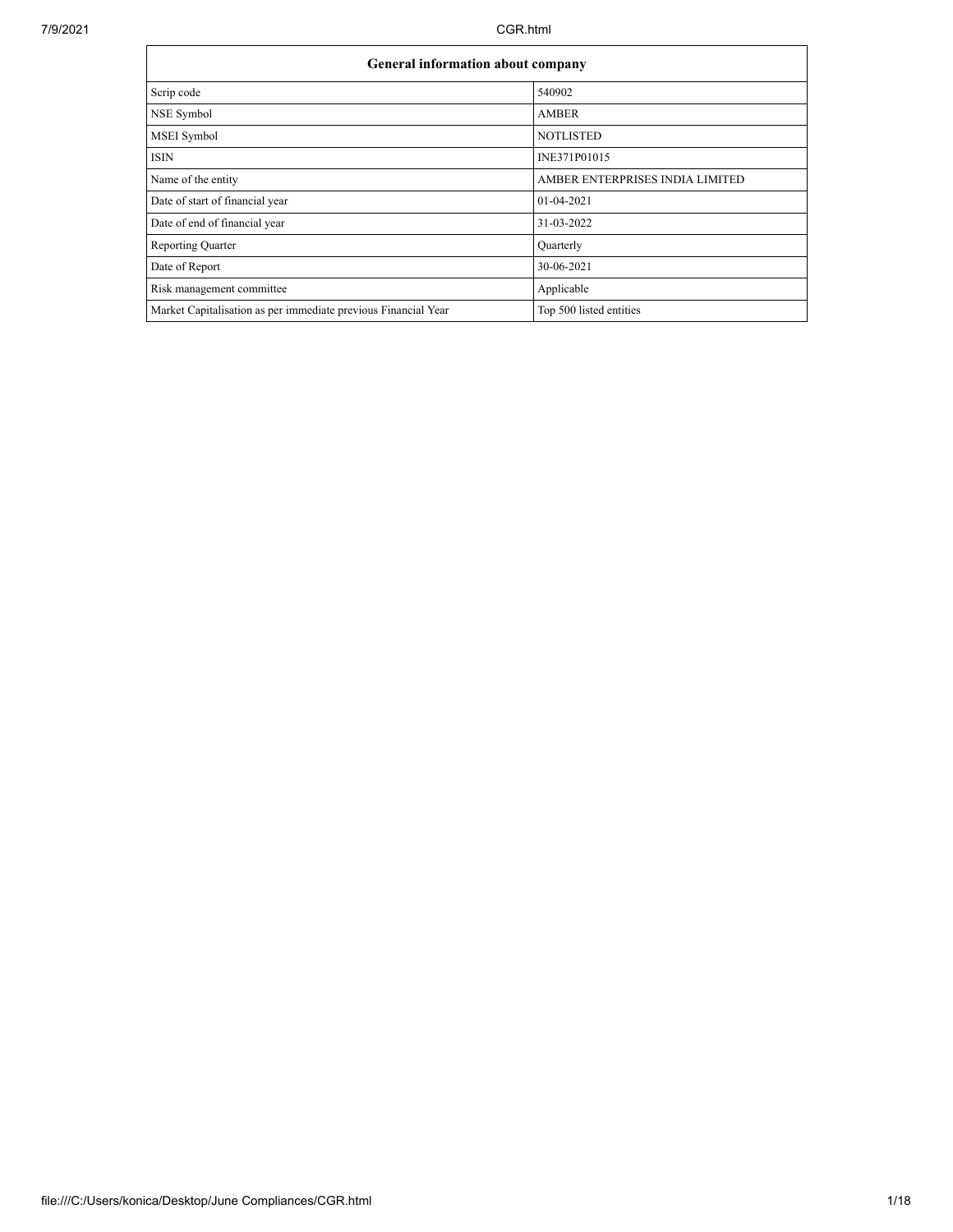| General information about company | |
|---|---|
| Scrip code | 540902 |
| NSE Symbol | AMBER |
| MSEI Symbol | NOTLISTED |
| ISIN | INE371P01015 |
| Name of the entity | AMBER ENTERPRISES INDIA LIMITED |
| Date of start of financial year | 01-04-2021 |
| Date of end of financial year | 31-03-2022 |
| Reporting Quarter | Quarterly |
| Date of Report | 30-06-2021 |
| Risk management committee | Applicable |
| Market Capitalisation as per immediate previous Financial Year | Top 500 listed entities |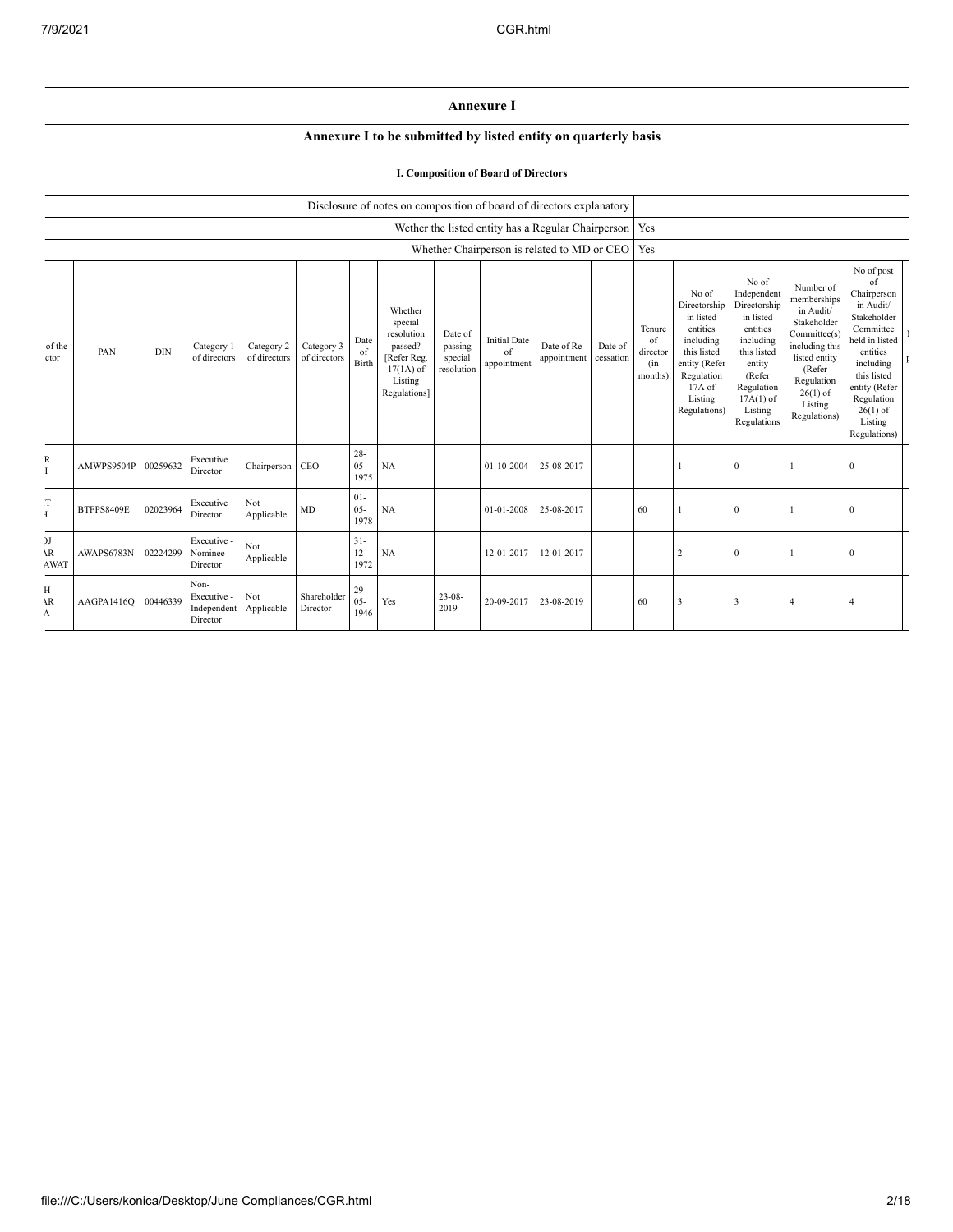## Annexure I

### Annexure I to be submitted by listed entity on quarterly basis

#### I. Composition of Board of Directors

| | |
|---|---|
| Disclosure of notes on composition of board of directors explanatory | |
| Wether the listed entity has a Regular Chairperson | Yes |
| Whether Chairperson is related to MD or CEO | Yes |

| of the ctor | PAN | DIN | Category 1 of directors | Category 2 of directors | Category 3 of directors | Date of Birth | Whether special resolution passed? [Refer Reg. 17(1A) of Listing Regulations] | Date of passing special resolution | Initial Date of appointment | Date of Re-appointment | Date of cessation | Tenure of director (in months) | No of Directorship in listed entities including this listed entity (Refer Regulation 17A of Listing Regulations) | No of Independent Directorship in listed entities including this listed entity (Refer Regulation 17A(1) of Listing Regulations | Number of memberships in Audit/ Stakeholder Committee(s) including this listed entity (Refer Regulation 26(1) of Listing Regulations) | No of post of Chairperson in Audit/ Stakeholder Committee held in listed entities including this listed entity (Refer Regulation 26(1) of Listing Regulations) |
|---|---|---|---|---|---|---|---|---|---|---|---|---|---|---|---|---|
| R I | AMWPS9504P | 00259632 | Executive Director | Chairperson | CEO | 28-05-1975 | NA | | 01-10-2004 | 25-08-2017 | | | 1 | 0 | 1 | 0 |
| T I | BTFPS8409E | 02023964 | Executive Director | Not Applicable | MD | 01-05-1978 | NA | | 01-01-2008 | 25-08-2017 | | 60 | 1 | 0 | 1 | 0 |
| OJ AR AWAT | AWAPS6783N | 02224299 | Executive - Nominee Director | Not Applicable | | 31-12-1972 | NA | | 12-01-2017 | 12-01-2017 | | | 2 | 0 | 1 | 0 |
| H AR A | AAGPA1416Q | 00446339 | Non-Executive - Independent Director | Not Applicable | Shareholder Director | 29-05-1946 | Yes | 23-08-2019 | 20-09-2017 | 23-08-2019 | | 60 | 3 | 3 | 4 | 4 |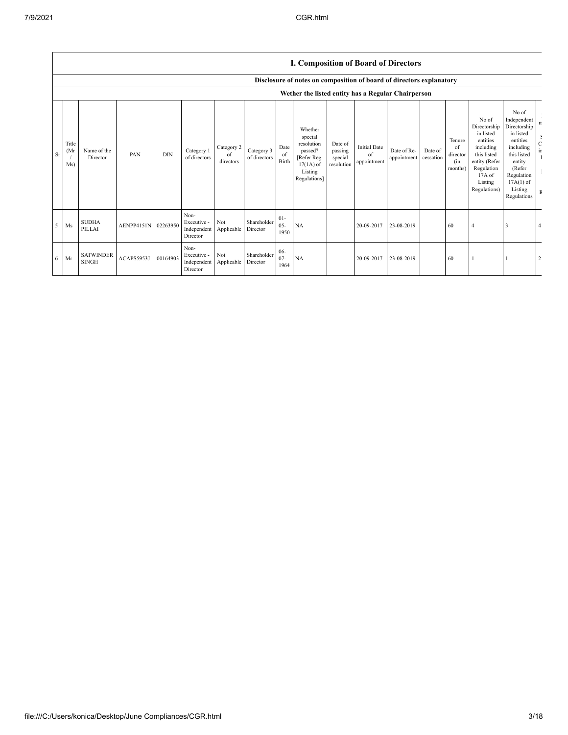## I. Composition of Board of Directors

### Disclosure of notes on composition of board of directors explanatory

### Wether the listed entity has a Regular Chairperson

| Sr | Title (Mr / Ms) | Name of the Director | PAN | DIN | Category 1 of directors | Category 2 of directors | Category 3 of directors | Date of Birth | Whether special resolution passed? [Refer Reg. 17(1A) of Listing Regulations] | Date of passing special resolution | Initial Date of appointment | Date of Re-appointment | Date of cessation | Tenure of director (in months) | No of Directorship in listed entities including this listed entity (Refer Regulation 17A of Listing Regulations) | No of Independent Directorship in listed entities including this listed entity (Refer Regulation 17A(1) of Listing Regulations | |
|---|---|---|---|---|---|---|---|---|---|---|---|---|---|---|---|---|---|
| 5 | Ms | SUDHA PILLAI | AENPP4151N | 02263950 | Non-Executive - Independent Director | Not Applicable | Shareholder Director | 01-05-1950 | NA | | 20-09-2017 | 23-08-2019 | | 60 | 4 | 3 | 4 |
| 6 | Mr | SATWINDER SINGH | ACAPS5953J | 00164903 | Non-Executive - Independent Director | Not Applicable | Shareholder Director | 06-07-1964 | NA | | 20-09-2017 | 23-08-2019 | | 60 | 1 | 1 | 2 |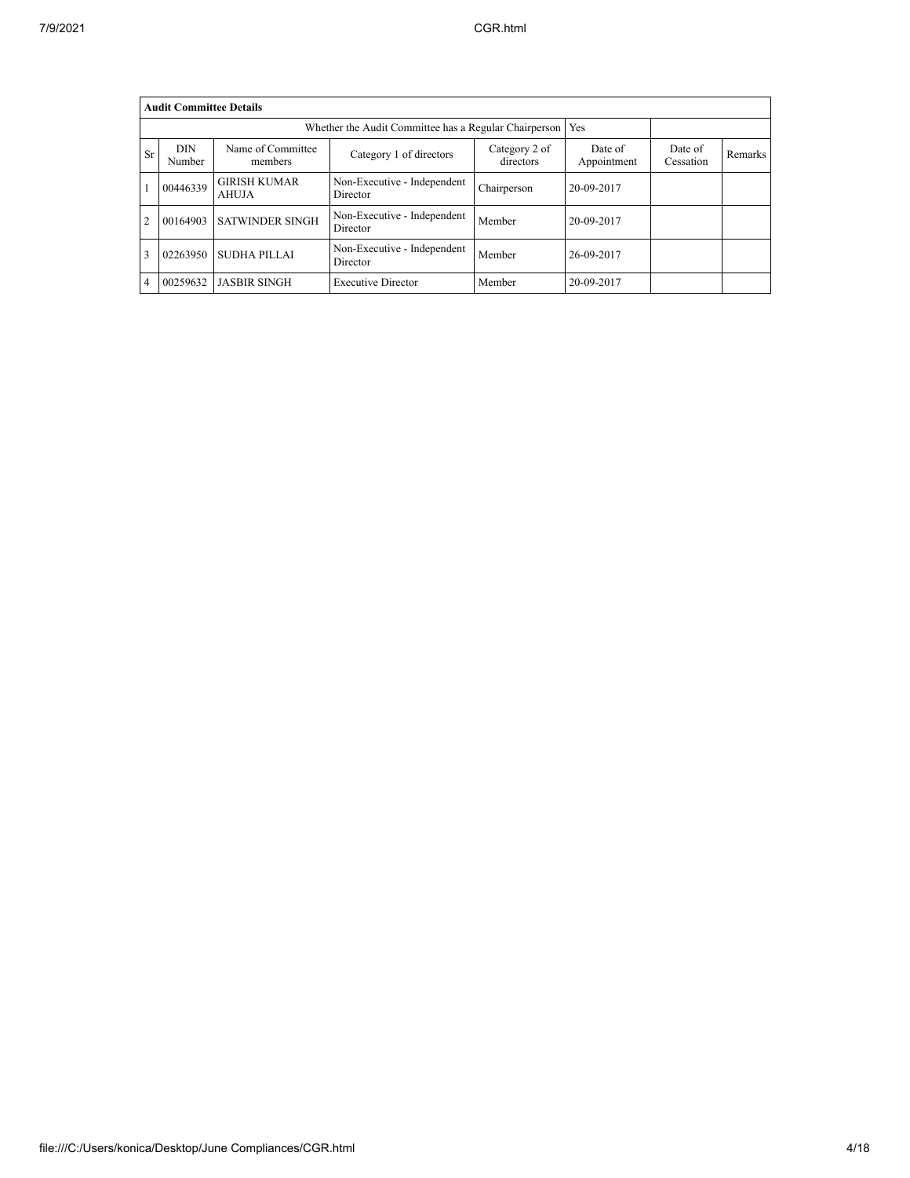| Audit Committee Details | | | | | | | |
|---|---|---|---|---|---|---|---|
| Whether the Audit Committee has a Regular Chairperson | | | | | Yes | | |
| Sr | DIN Number | Name of Committee members | Category 1 of directors | Category 2 of directors | Date of Appointment | Date of Cessation | Remarks |
| 1 | 00446339 | GIRISH KUMAR AHUJA | Non-Executive - Independent Director | Chairperson | 20-09-2017 | | |
| 2 | 00164903 | SATWINDER SINGH | Non-Executive - Independent Director | Member | 20-09-2017 | | |
| 3 | 02263950 | SUDHA PILLAI | Non-Executive - Independent Director | Member | 26-09-2017 | | |
| 4 | 00259632 | JASBIR SINGH | Executive Director | Member | 20-09-2017 | | |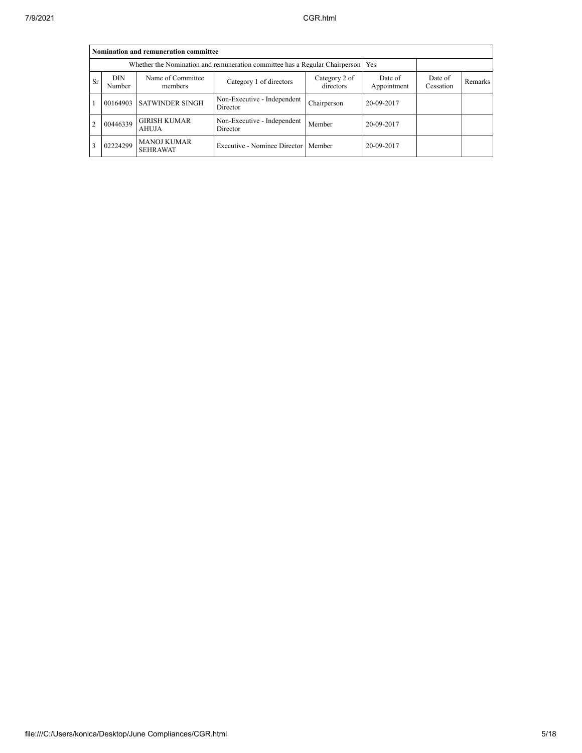| Nomination and remuneration committee | | | | | | | |
|---|---|---|---|---|---|---|---|
| Whether the Nomination and remuneration committee has a Regular Chairperson | | | | | Yes | | |
| Sr | DIN Number | Name of Committee members | Category 1 of directors | Category 2 of directors | Date of Appointment | Date of Cessation | Remarks |
| 1 | 00164903 | SATWINDER SINGH | Non-Executive - Independent Director | Chairperson | 20-09-2017 | | |
| 2 | 00446339 | GIRISH KUMAR AHUJA | Non-Executive - Independent Director | Member | 20-09-2017 | | |
| 3 | 02224299 | MANOJ KUMAR SEHRAWAT | Executive - Nominee Director | Member | 20-09-2017 | | |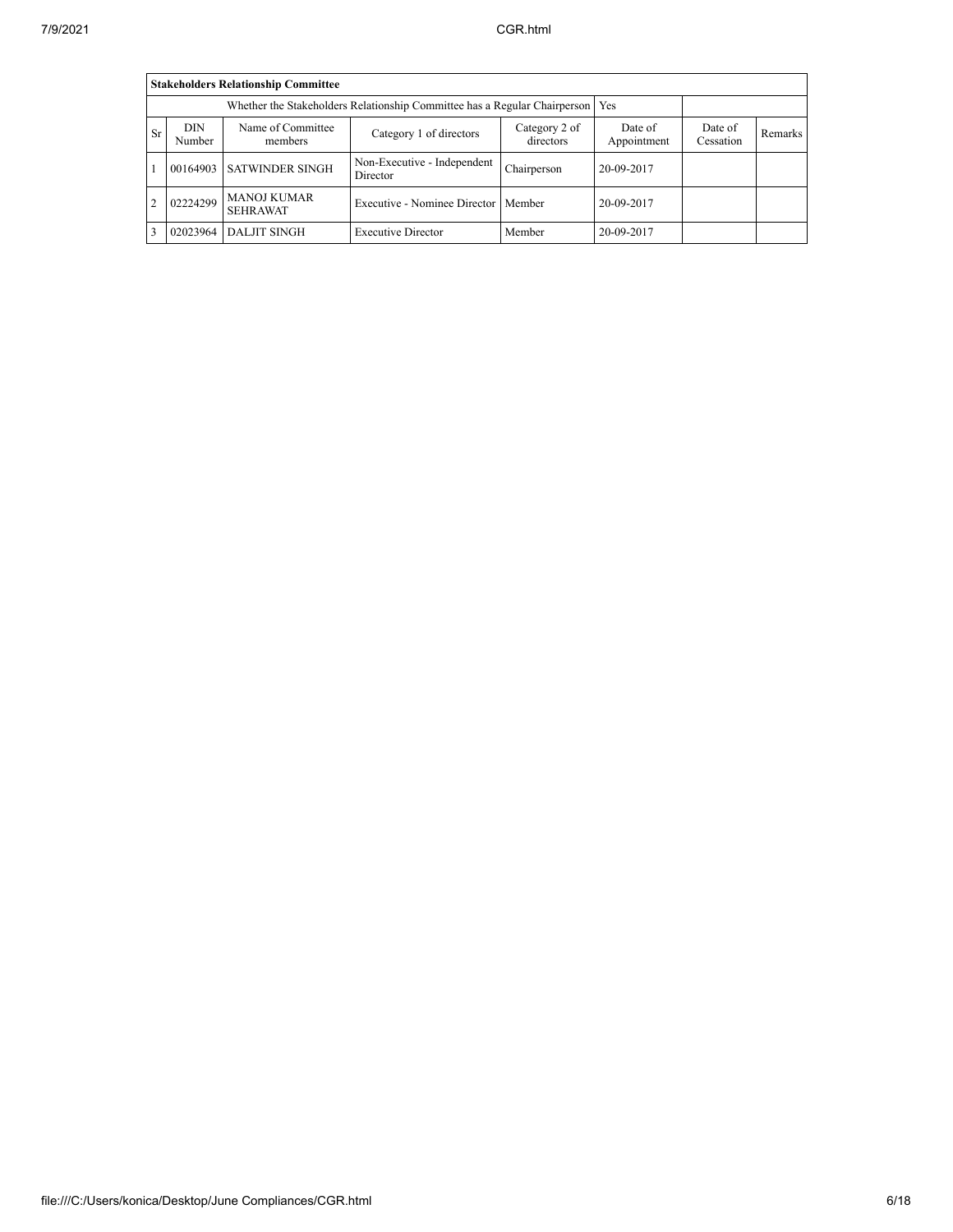| Stakeholders Relationship Committee | | | | | | | |
|---|---|---|---|---|---|---|---|
| Whether the Stakeholders Relationship Committee has a Regular Chairperson | | | | | Yes | | |
| Sr | DIN Number | Name of Committee members | Category 1 of directors | Category 2 of directors | Date of Appointment | Date of Cessation | Remarks |
| 1 | 00164903 | SATWINDER SINGH | Non-Executive - Independent Director | Chairperson | 20-09-2017 | | |
| 2 | 02224299 | MANOJ KUMAR SEHRAWAT | Executive - Nominee Director | Member | 20-09-2017 | | |
| 3 | 02023964 | DALJIT SINGH | Executive Director | Member | 20-09-2017 | | |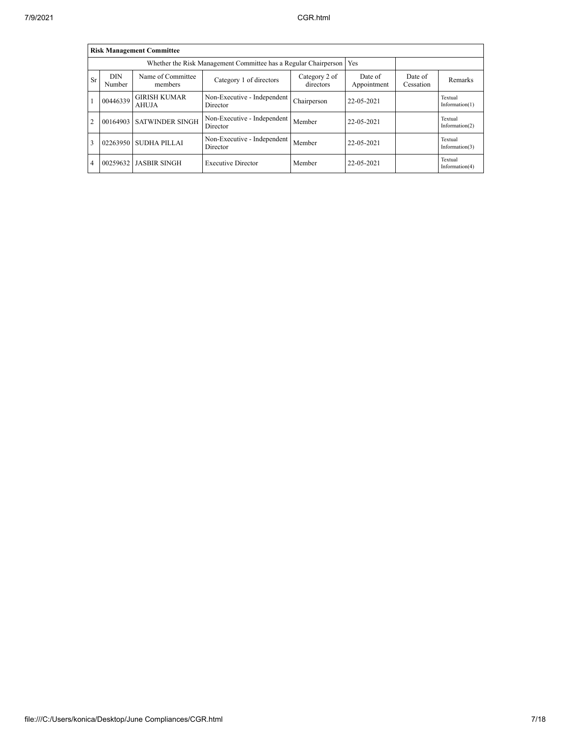| Risk Management Committee | | | | | | | |
|---|---|---|---|---|---|---|---|
| Whether the Risk Management Committee has a Regular Chairperson | | | | | Yes | | |
| Sr | DIN Number | Name of Committee members | Category 1 of directors | Category 2 of directors | Date of Appointment | Date of Cessation | Remarks |
| 1 | 00446339 | GIRISH KUMAR AHUJA | Non-Executive - Independent Director | Chairperson | 22-05-2021 | | Textual Information(1) |
| 2 | 00164903 | SATWINDER SINGH | Non-Executive - Independent Director | Member | 22-05-2021 | | Textual Information(2) |
| 3 | 02263950 | SUDHA PILLAI | Non-Executive - Independent Director | Member | 22-05-2021 | | Textual Information(3) |
| 4 | 00259632 | JASBIR SINGH | Executive Director | Member | 22-05-2021 | | Textual Information(4) |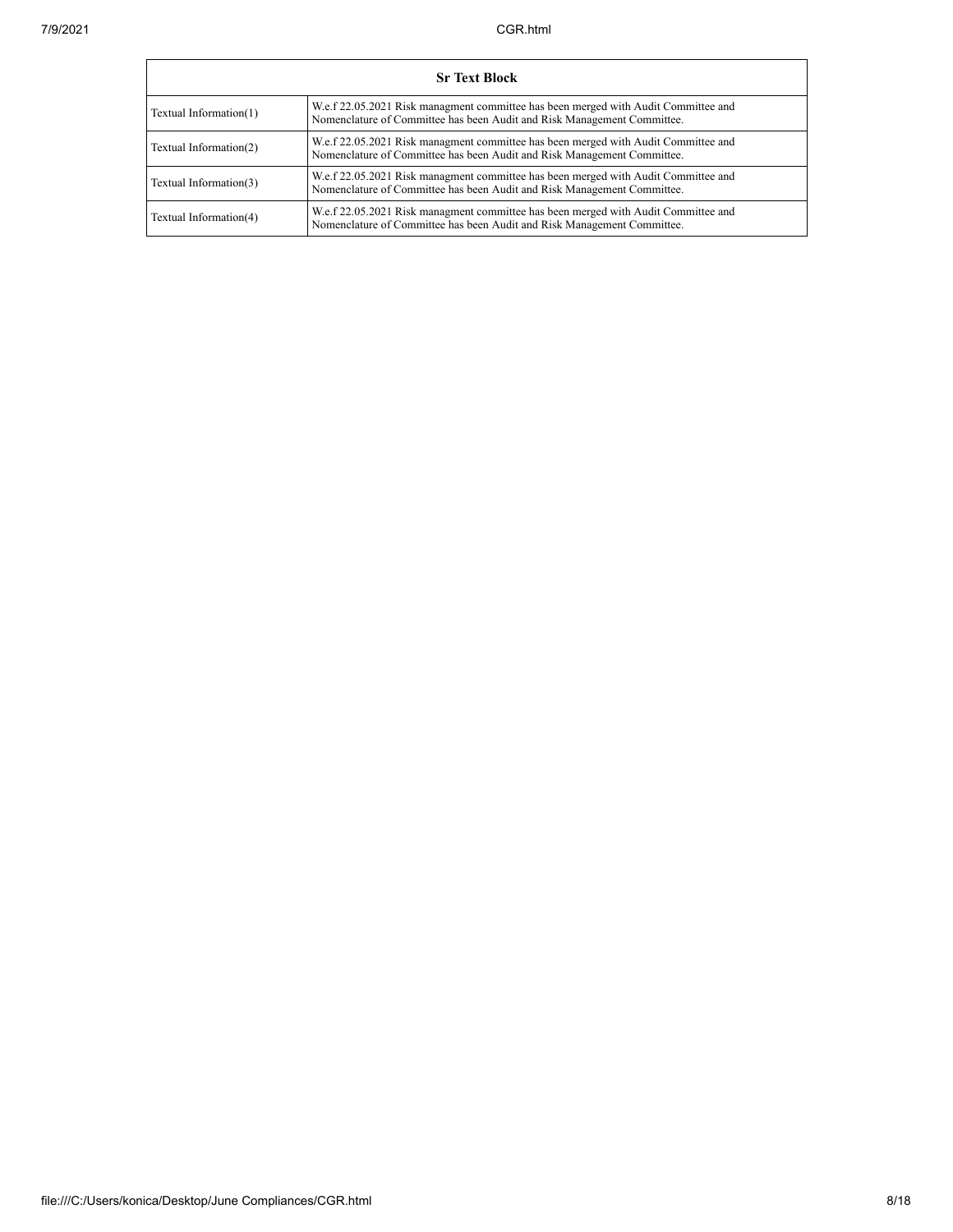| Sr Text Block | |
|---|---|
| Textual Information(1) | W.e.f 22.05.2021 Risk managment committee has been merged with Audit Committee and Nomenclature of Committee has been Audit and Risk Management Committee. |
| Textual Information(2) | W.e.f 22.05.2021 Risk managment committee has been merged with Audit Committee and Nomenclature of Committee has been Audit and Risk Management Committee. |
| Textual Information(3) | W.e.f 22.05.2021 Risk managment committee has been merged with Audit Committee and Nomenclature of Committee has been Audit and Risk Management Committee. |
| Textual Information(4) | W.e.f 22.05.2021 Risk managment committee has been merged with Audit Committee and Nomenclature of Committee has been Audit and Risk Management Committee. |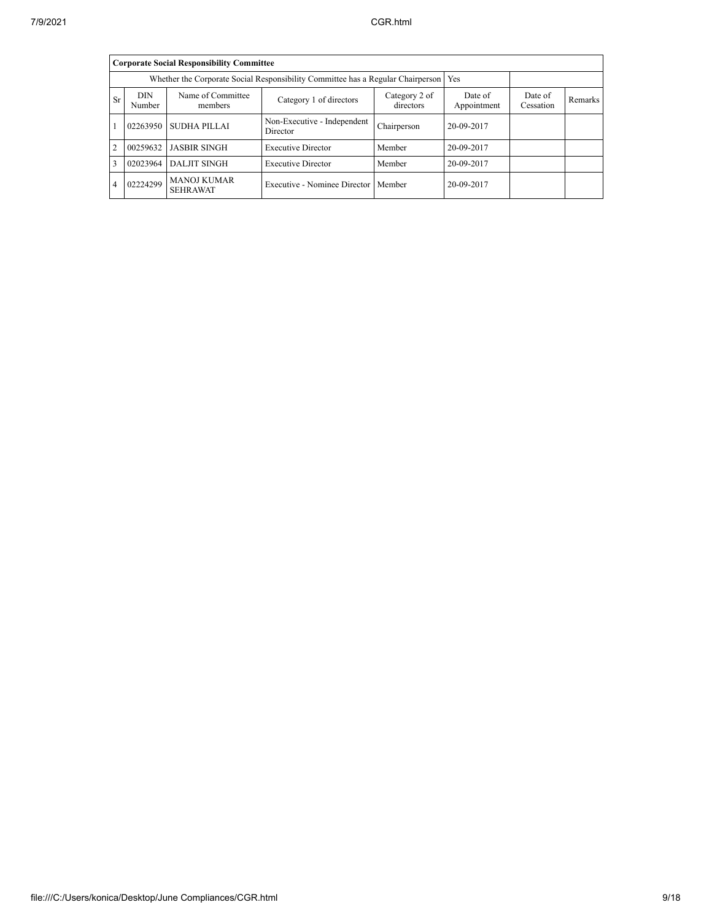| Corporate Social Responsibility Committee | | | | | | | |
|---|---|---|---|---|---|---|---|
| Whether the Corporate Social Responsibility Committee has a Regular Chairperson | | | | | Yes | | |
| Sr | DIN Number | Name of Committee members | Category 1 of directors | Category 2 of directors | Date of Appointment | Date of Cessation | Remarks |
| 1 | 02263950 | SUDHA PILLAI | Non-Executive - Independent Director | Chairperson | 20-09-2017 | | |
| 2 | 00259632 | JASBIR SINGH | Executive Director | Member | 20-09-2017 | | |
| 3 | 02023964 | DALJIT SINGH | Executive Director | Member | 20-09-2017 | | |
| 4 | 02224299 | MANOJ KUMAR SEHRAWAT | Executive - Nominee Director | Member | 20-09-2017 | | |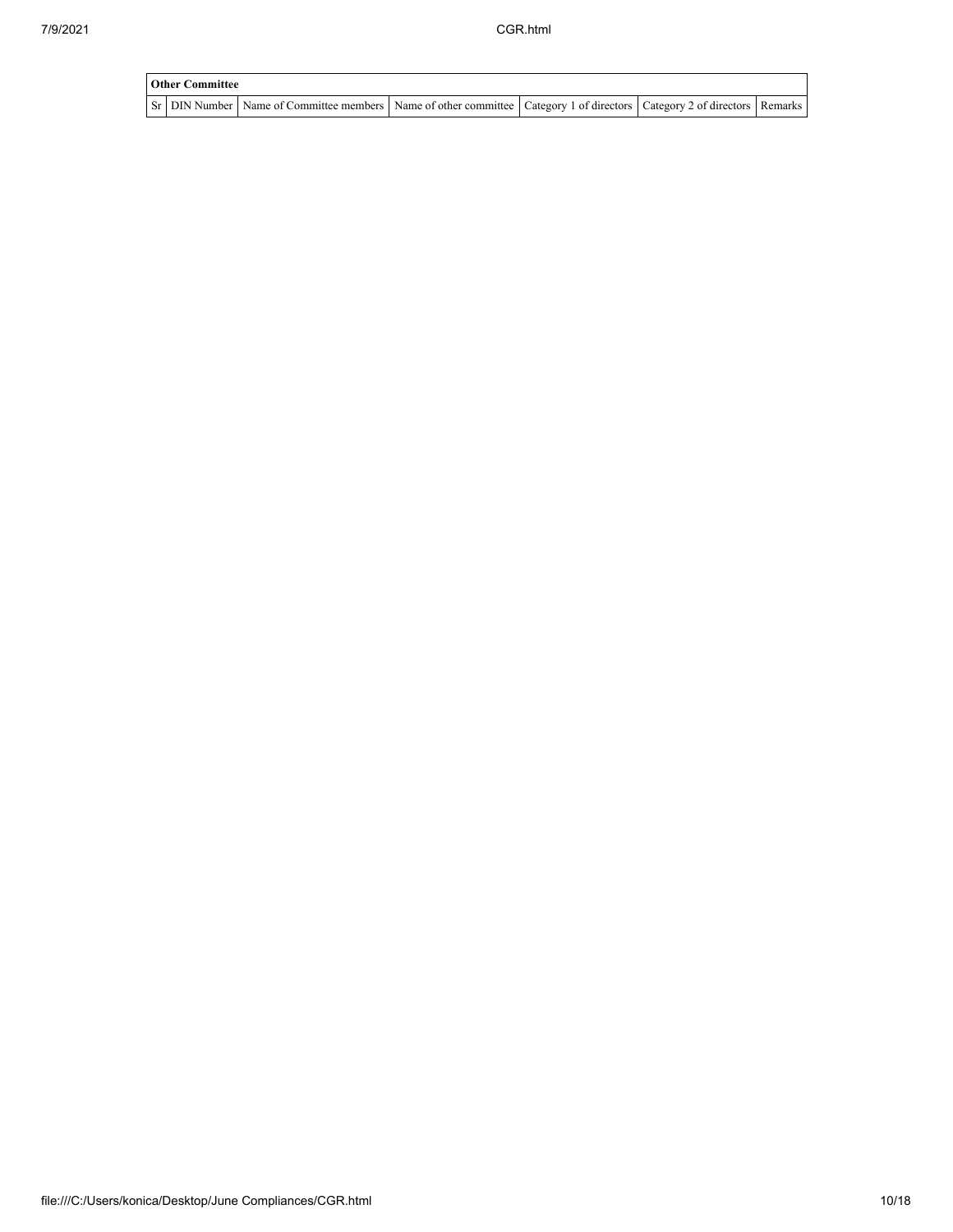| Other Committee | | | | | | |
|---|---|---|---|---|---|---|
| Sr | DIN Number | Name of Committee members | Name of other committee | Category 1 of directors | Category 2 of directors | Remarks |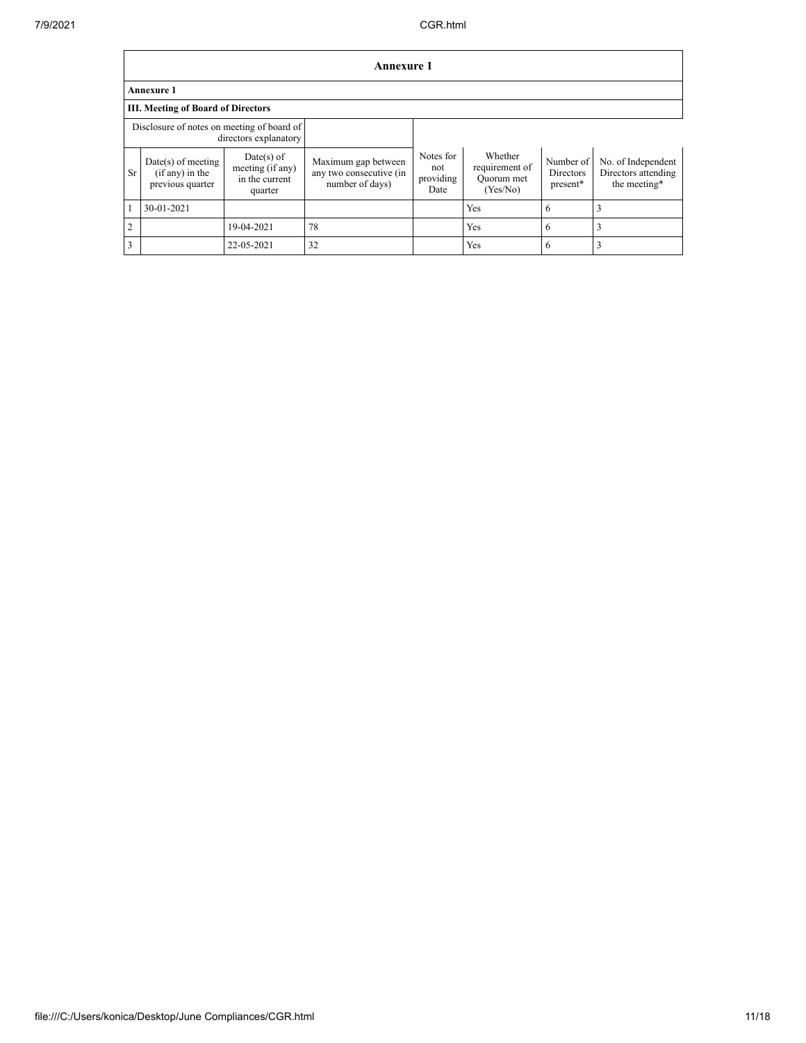## Annexure 1

### Annexure 1

### III. Meeting of Board of Directors

| Disclosure of notes on meeting of board of directors explanatory | | | | | | | |
|---|---|---|---|---|---|---|---|
| Sr | Date(s) of meeting (if any) in the previous quarter | Date(s) of meeting (if any) in the current quarter | Maximum gap between any two consecutive (in number of days) | Notes for not providing Date | Whether requirement of Quorum met (Yes/No) | Number of Directors present* | No. of Independent Directors attending the meeting* |
| 1 | 30-01-2021 | | | | Yes | 6 | 3 |
| 2 | | 19-04-2021 | 78 | | Yes | 6 | 3 |
| 3 | | 22-05-2021 | 32 | | Yes | 6 | 3 |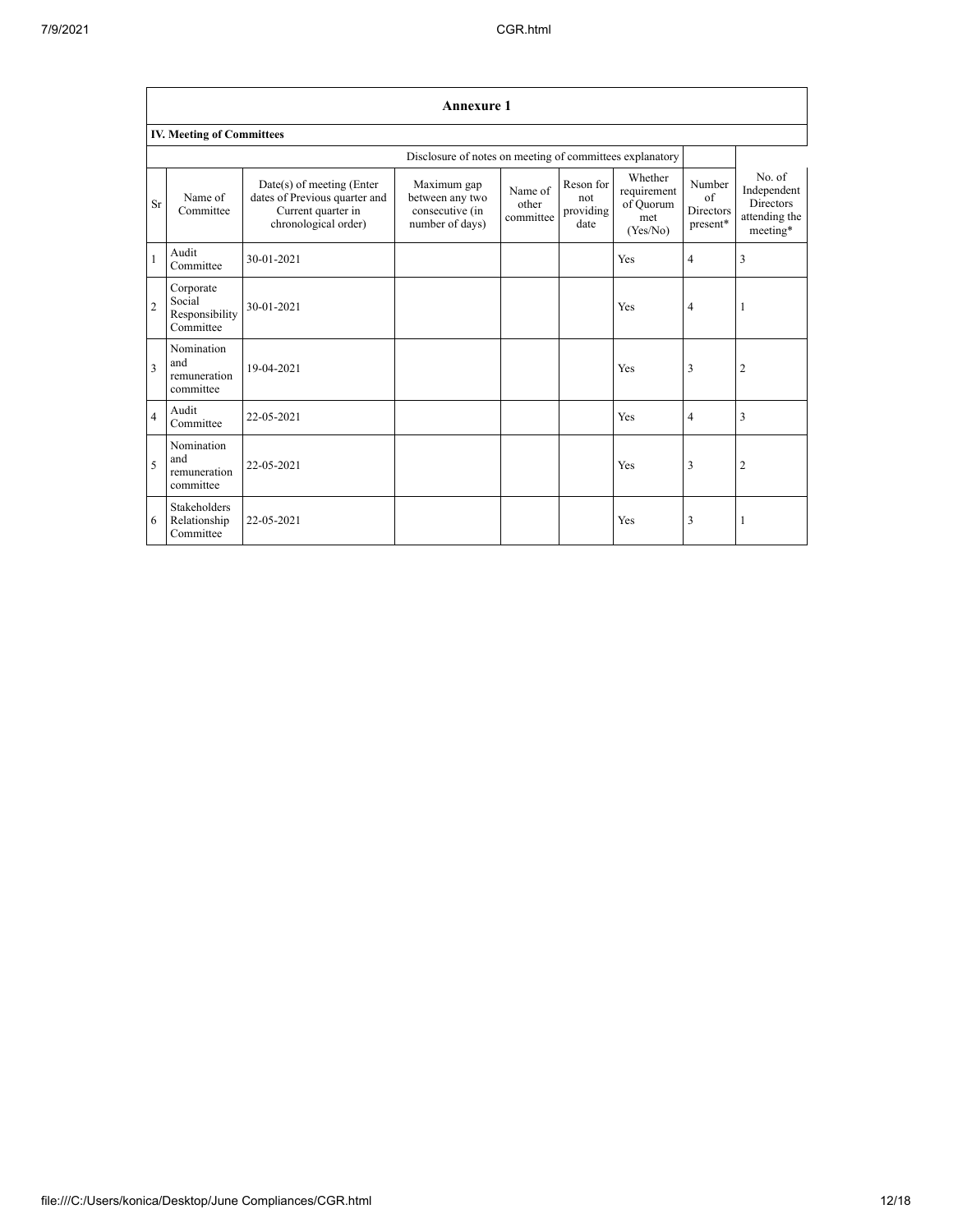## Annexure 1

### IV. Meeting of Committees

Disclosure of notes on meeting of committees explanatory

| Sr | Name of Committee | Date(s) of meeting (Enter dates of Previous quarter and Current quarter in chronological order) | Maximum gap between any two consecutive (in number of days) | Name of other committee | Reson for not providing date | Whether requirement of Quorum met (Yes/No) | Number of Directors present* | No. of Independent Directors attending the meeting* |
|---|---|---|---|---|---|---|---|---|
| 1 | Audit Committee | 30-01-2021 | | | | Yes | 4 | 3 |
| 2 | Corporate Social Responsibility Committee | 30-01-2021 | | | | Yes | 4 | 1 |
| 3 | Nomination and remuneration committee | 19-04-2021 | | | | Yes | 3 | 2 |
| 4 | Audit Committee | 22-05-2021 | | | | Yes | 4 | 3 |
| 5 | Nomination and remuneration committee | 22-05-2021 | | | | Yes | 3 | 2 |
| 6 | Stakeholders Relationship Committee | 22-05-2021 | | | | Yes | 3 | 1 |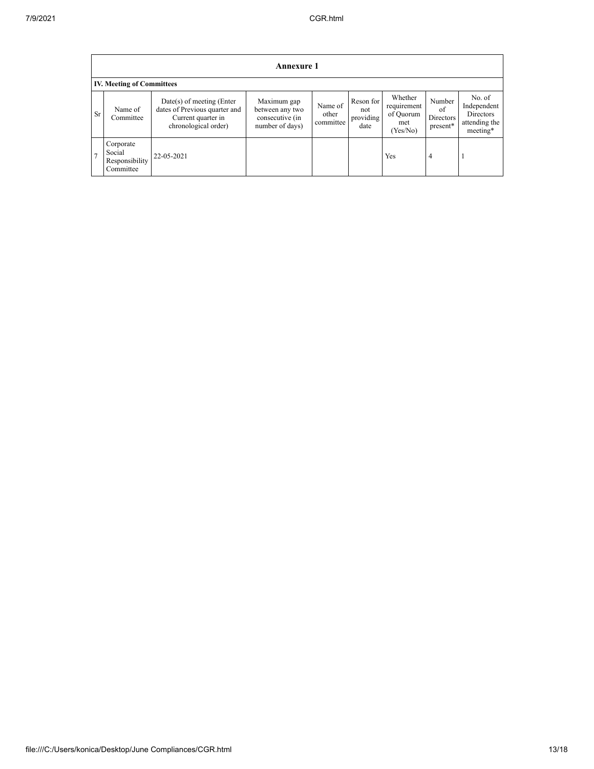## Annexure 1

### IV. Meeting of Committees

| Sr | Name of Committee | Date(s) of meeting (Enter dates of Previous quarter and Current quarter in chronological order) | Maximum gap between any two consecutive (in number of days) | Name of other committee | Reson for not providing date | Whether requirement of Quorum met (Yes/No) | Number of Directors present* | No. of Independent Directors attending the meeting* |
|---|---|---|---|---|---|---|---|---|
| 7 | Corporate Social Responsibility Committee | 22-05-2021 | | | | Yes | 4 | 1 |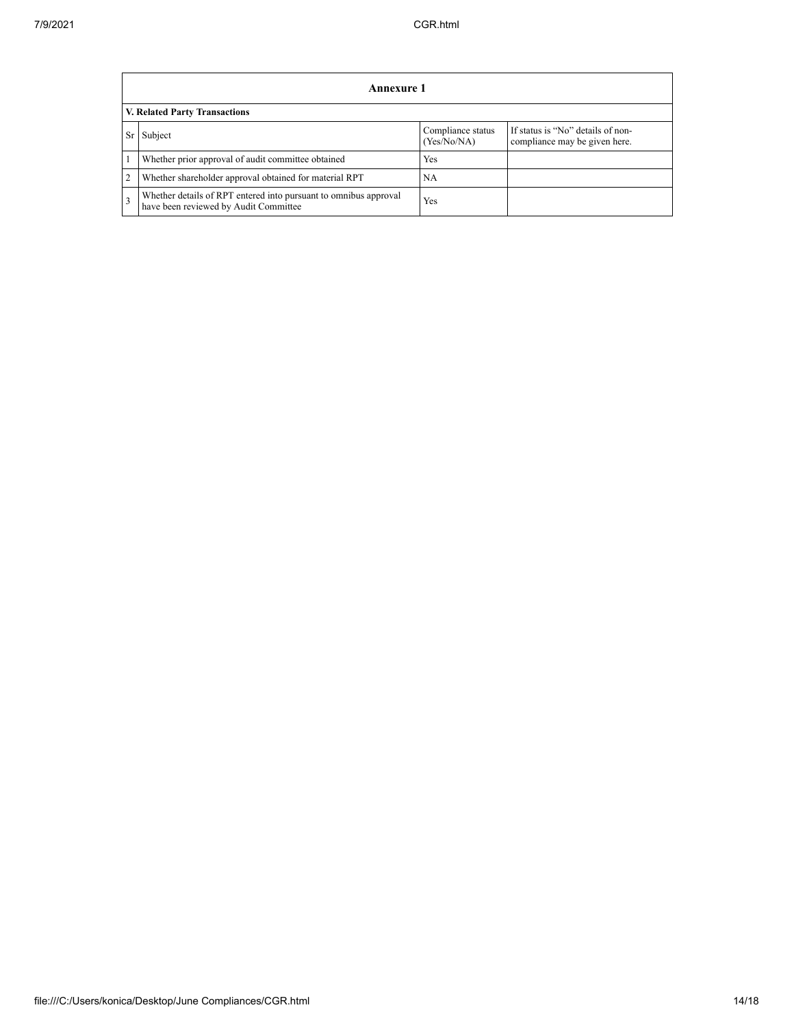## Annexure 1

### V. Related Party Transactions

| Sr | Subject | Compliance status (Yes/No/NA) | If status is "No" details of non-compliance may be given here. |
|---|---|---|---|
| 1 | Whether prior approval of audit committee obtained | Yes | |
| 2 | Whether shareholder approval obtained for material RPT | NA | |
| 3 | Whether details of RPT entered into pursuant to omnibus approval have been reviewed by Audit Committee | Yes | |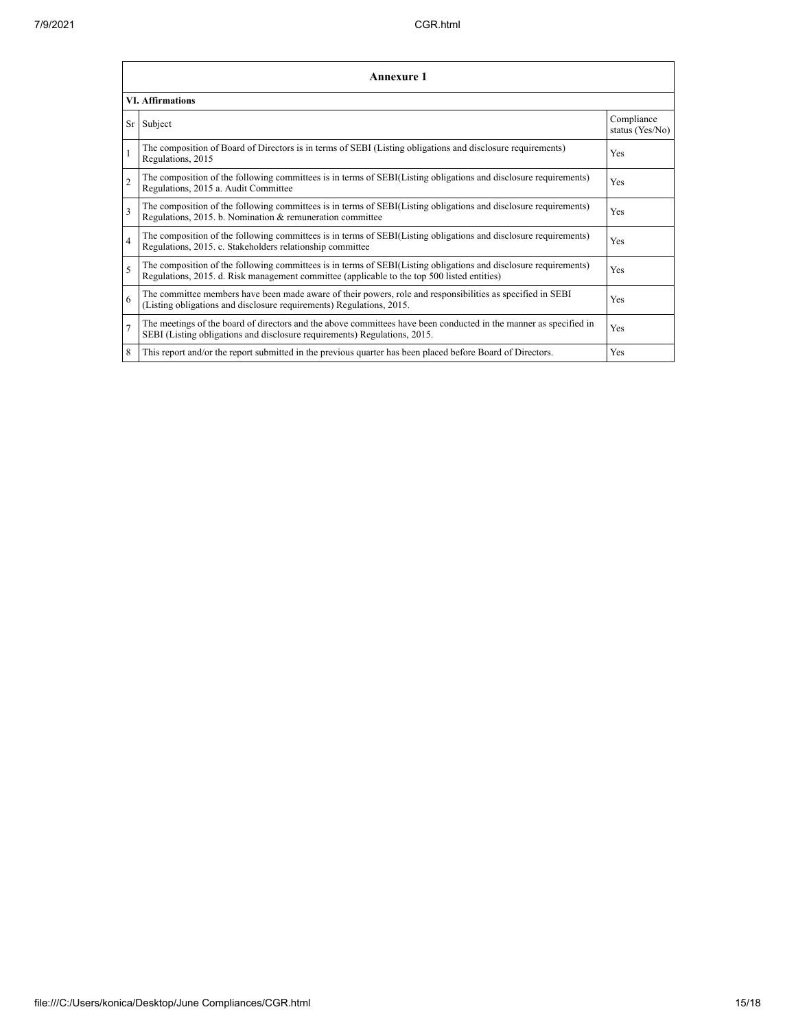## Annexure 1

### VI. Affirmations

| Sr | Subject | Compliance status (Yes/No) |
|---|---|---|
| 1 | The composition of Board of Directors is in terms of SEBI (Listing obligations and disclosure requirements) Regulations, 2015 | Yes |
| 2 | The composition of the following committees is in terms of SEBI(Listing obligations and disclosure requirements) Regulations, 2015 a. Audit Committee | Yes |
| 3 | The composition of the following committees is in terms of SEBI(Listing obligations and disclosure requirements) Regulations, 2015. b. Nomination & remuneration committee | Yes |
| 4 | The composition of the following committees is in terms of SEBI(Listing obligations and disclosure requirements) Regulations, 2015. c. Stakeholders relationship committee | Yes |
| 5 | The composition of the following committees is in terms of SEBI(Listing obligations and disclosure requirements) Regulations, 2015. d. Risk management committee (applicable to the top 500 listed entities) | Yes |
| 6 | The committee members have been made aware of their powers, role and responsibilities as specified in SEBI (Listing obligations and disclosure requirements) Regulations, 2015. | Yes |
| 7 | The meetings of the board of directors and the above committees have been conducted in the manner as specified in SEBI (Listing obligations and disclosure requirements) Regulations, 2015. | Yes |
| 8 | This report and/or the report submitted in the previous quarter has been placed before Board of Directors. | Yes |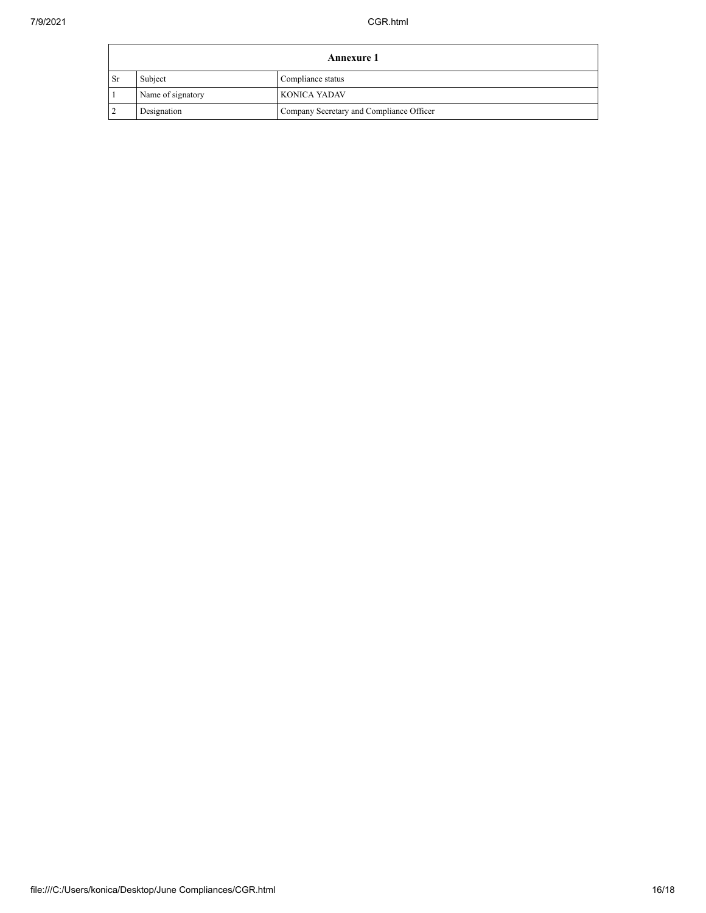| Annexure 1 | | |
|---|---|---|
| Sr | Subject | Compliance status |
| 1 | Name of signatory | KONICA YADAV |
| 2 | Designation | Company Secretary and Compliance Officer |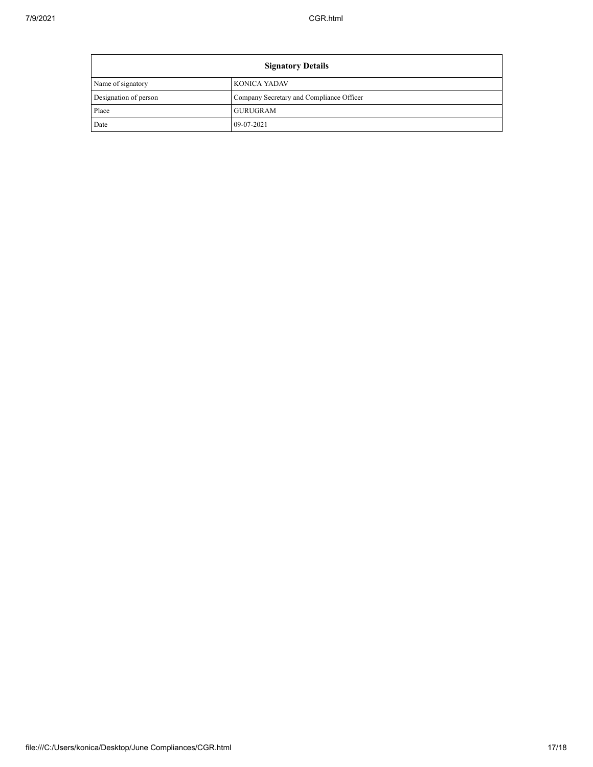| Signatory Details | |
| --- | --- |
| Name of signatory | KONICA YADAV |
| Designation of person | Company Secretary and Compliance Officer |
| Place | GURUGRAM |
| Date | 09-07-2021 |